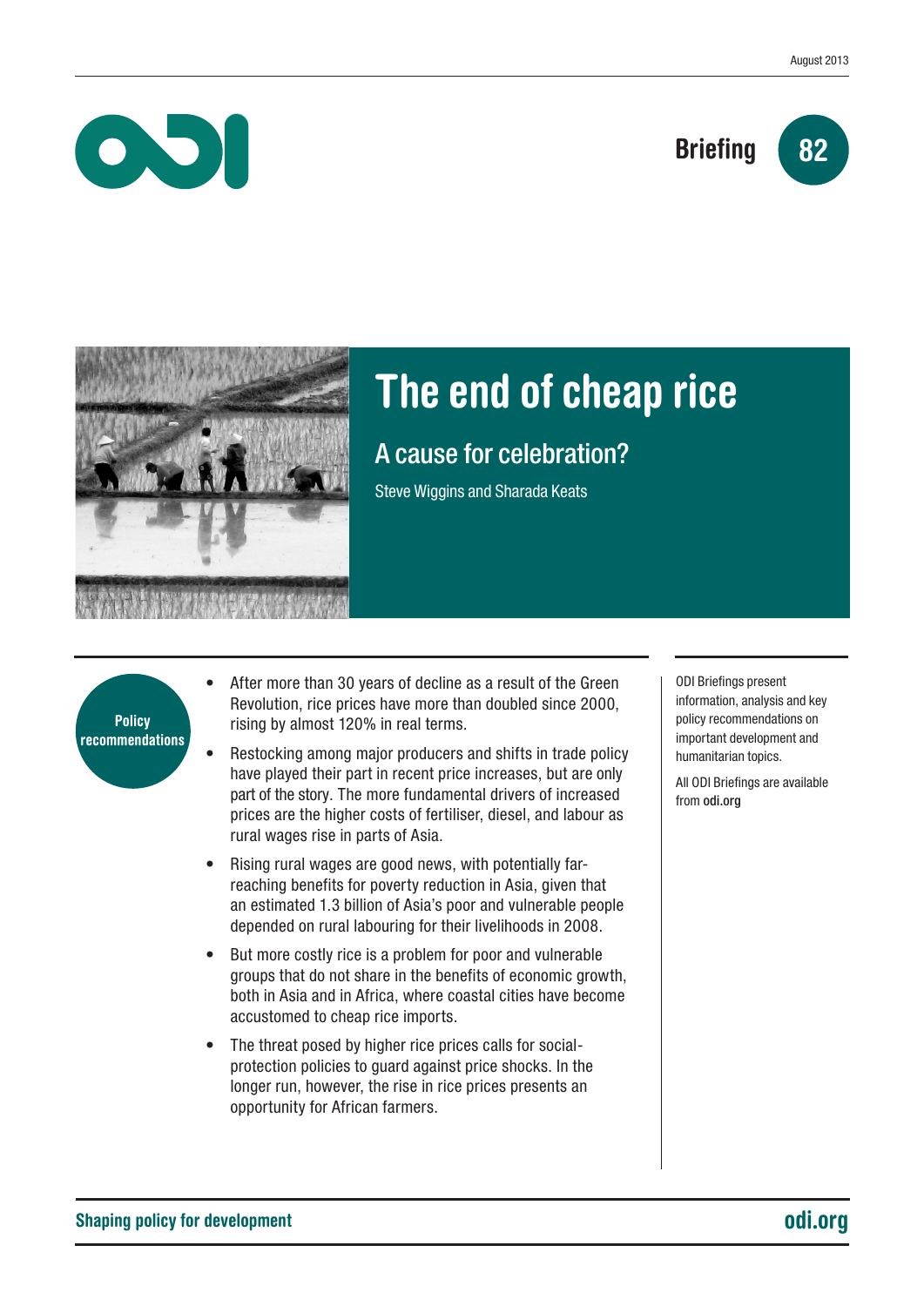August 2013

Briefing 82

# The end of cheap rice

## A cause for celebration?

Steve Wiggins and Sharada Keats

**Policy recommendations**

- After more than 30 years of decline as a result of the Green Revolution, rice prices have more than doubled since 2000, rising by almost 120% in real terms.
- Restocking among major producers and shifts in trade policy have played their part in recent price increases, but are only part of the story. The more fundamental drivers of increased prices are the higher costs of fertiliser, diesel, and labour as rural wages rise in parts of Asia.
- Rising rural wages are good news, with potentially far-reaching benefits for poverty reduction in Asia, given that an estimated 1.3 billion of Asia's poor and vulnerable people depended on rural labouring for their livelihoods in 2008.
- But more costly rice is a problem for poor and vulnerable groups that do not share in the benefits of economic growth, both in Asia and in Africa, where coastal cities have become accustomed to cheap rice imports.
- The threat posed by higher rice prices calls for social-protection policies to guard against price shocks. In the longer run, however, the rise in rice prices presents an opportunity for African farmers.

ODI Briefings present information, analysis and key policy recommendations on important development and humanitarian topics.

All ODI Briefings are available from **odi.org**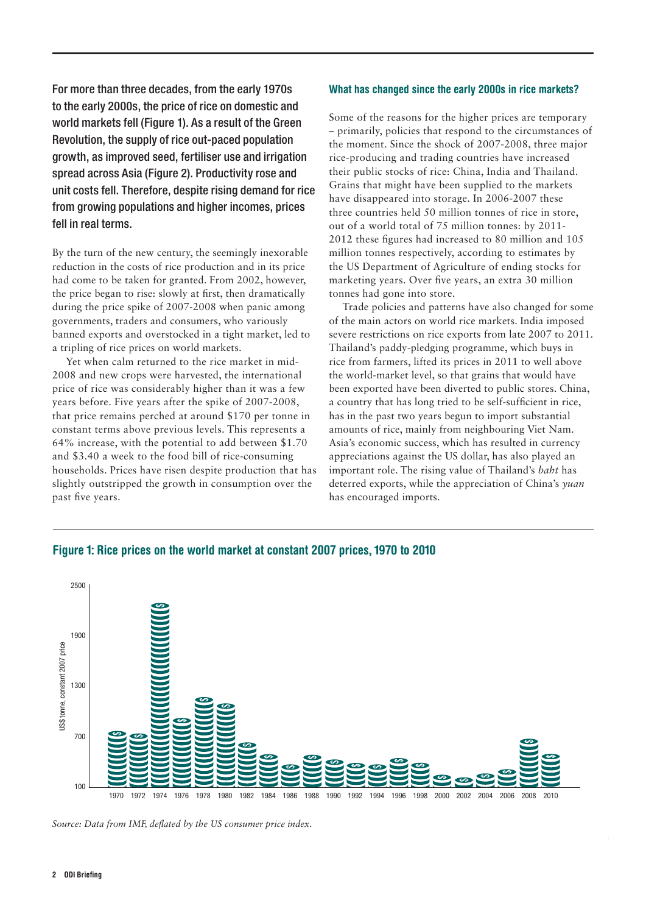**For more than three decades, from the early 1970s to the early 2000s, the price of rice on domestic and world markets fell (Figure 1). As a result of the Green Revolution, the supply of rice out-paced population growth, as improved seed, fertiliser use and irrigation spread across Asia (Figure 2). Productivity rose and unit costs fell. Therefore, despite rising demand for rice from growing populations and higher incomes, prices fell in real terms.**

By the turn of the new century, the seemingly inexorable reduction in the costs of rice production and in its price had come to be taken for granted. From 2002, however, the price began to rise: slowly at first, then dramatically during the price spike of 2007-2008 when panic among governments, traders and consumers, who variously banned exports and overstocked in a tight market, led to a tripling of rice prices on world markets.

Yet when calm returned to the rice market in mid-2008 and new crops were harvested, the international price of rice was considerably higher than it was a few years before. Five years after the spike of 2007-2008, that price remains perched at around $170 per tonne in constant terms above previous levels. This represents a 64% increase, with the potential to add between $1.70 and $3.40 a week to the food bill of rice-consuming households. Prices have risen despite production that has slightly outstripped the growth in consumption over the past five years.

### What has changed since the early 2000s in rice markets?

Some of the reasons for the higher prices are temporary – primarily, policies that respond to the circumstances of the moment. Since the shock of 2007-2008, three major rice-producing and trading countries have increased their public stocks of rice: China, India and Thailand. Grains that might have been supplied to the markets have disappeared into storage. In 2006-2007 these three countries held 50 million tonnes of rice in store, out of a world total of 75 million tonnes: by 2011-2012 these figures had increased to 80 million and 105 million tonnes respectively, according to estimates by the US Department of Agriculture of ending stocks for marketing years. Over five years, an extra 30 million tonnes had gone into store.

Trade policies and patterns have also changed for some of the main actors on world rice markets. India imposed severe restrictions on rice exports from late 2007 to 2011. Thailand's paddy-pledging programme, which buys in rice from farmers, lifted its prices in 2011 to well above the world-market level, so that grains that would have been exported have been diverted to public stores. China, a country that has long tried to be self-sufficient in rice, has in the past two years begun to import substantial amounts of rice, mainly from neighbouring Viet Nam. Asia's economic success, which has resulted in currency appreciations against the US dollar, has also played an important role. The rising value of Thailand's *baht* has deterred exports, while the appreciation of China's *yuan* has encouraged imports.

### Figure 1: Rice prices on the world market at constant 2007 prices, 1970 to 2010

*Source: Data from IMF, deflated by the US consumer price index.*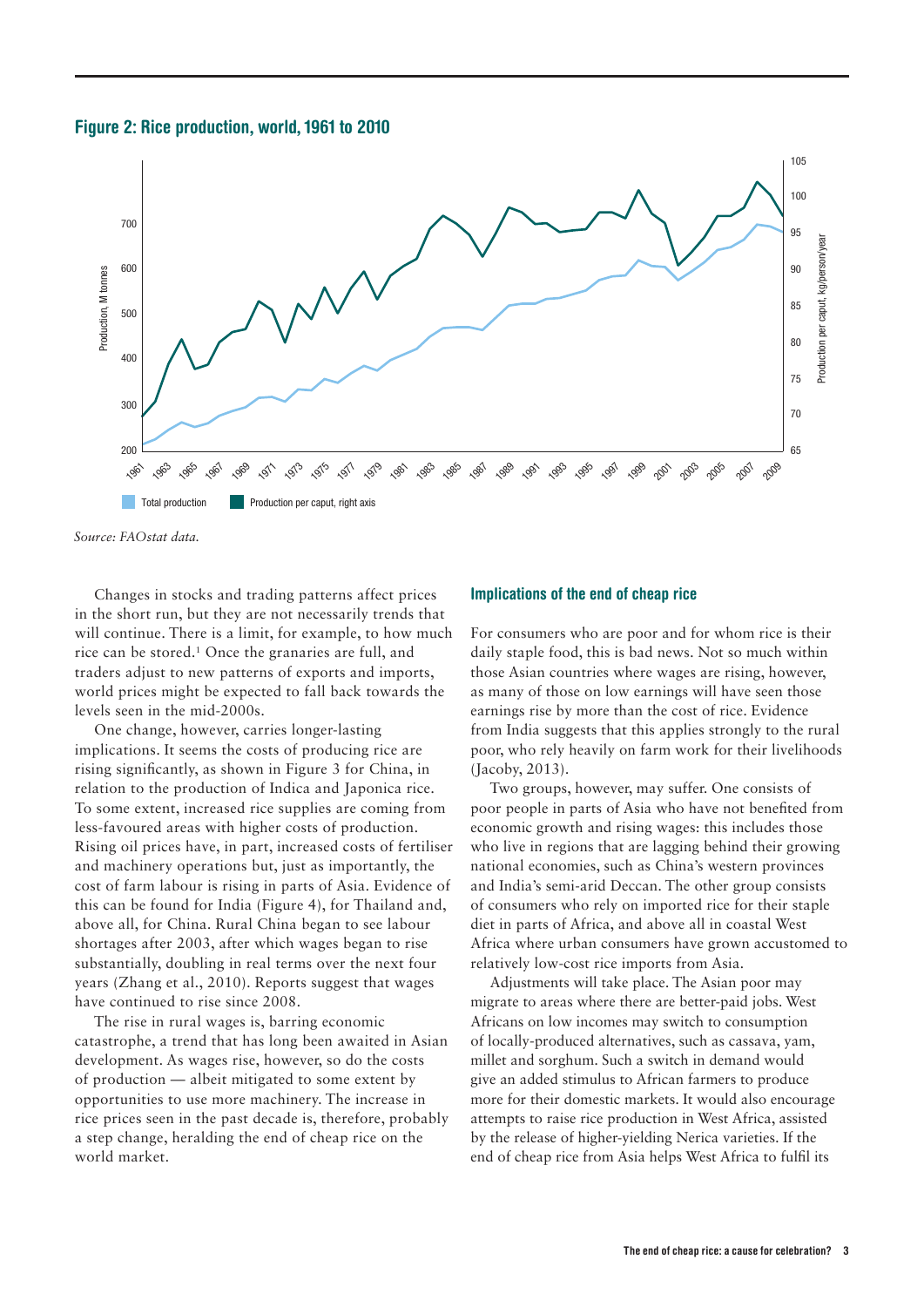**Figure 2: Rice production, world, 1961 to 2010**

*Source: FAOstat data.*

Changes in stocks and trading patterns affect prices in the short run, but they are not necessarily trends that will continue. There is a limit, for example, to how much rice can be stored.[1] Once the granaries are full, and traders adjust to new patterns of exports and imports, world prices might be expected to fall back towards the levels seen in the mid-2000s.

One change, however, carries longer-lasting implications. It seems the costs of producing rice are rising significantly, as shown in Figure 3 for China, in relation to the production of Indica and Japonica rice. To some extent, increased rice supplies are coming from less-favoured areas with higher costs of production. Rising oil prices have, in part, increased costs of fertiliser and machinery operations but, just as importantly, the cost of farm labour is rising in parts of Asia. Evidence of this can be found for India (Figure 4), for Thailand and, above all, for China. Rural China began to see labour shortages after 2003, after which wages began to rise substantially, doubling in real terms over the next four years (Zhang et al., 2010). Reports suggest that wages have continued to rise since 2008.

The rise in rural wages is, barring economic catastrophe, a trend that has long been awaited in Asian development. As wages rise, however, so do the costs of production — albeit mitigated to some extent by opportunities to use more machinery. The increase in rice prices seen in the past decade is, therefore, probably a step change, heralding the end of cheap rice on the world market.

## Implications of the end of cheap rice

For consumers who are poor and for whom rice is their daily staple food, this is bad news. Not so much within those Asian countries where wages are rising, however, as many of those on low earnings will have seen those earnings rise by more than the cost of rice. Evidence from India suggests that this applies strongly to the rural poor, who rely heavily on farm work for their livelihoods (Jacoby, 2013).

Two groups, however, may suffer. One consists of poor people in parts of Asia who have not benefited from economic growth and rising wages: this includes those who live in regions that are lagging behind their growing national economies, such as China's western provinces and India's semi-arid Deccan. The other group consists of consumers who rely on imported rice for their staple diet in parts of Africa, and above all in coastal West Africa where urban consumers have grown accustomed to relatively low-cost rice imports from Asia.

Adjustments will take place. The Asian poor may migrate to areas where there are better-paid jobs. West Africans on low incomes may switch to consumption of locally-produced alternatives, such as cassava, yam, millet and sorghum. Such a switch in demand would give an added stimulus to African farmers to produce more for their domestic markets. It would also encourage attempts to raise rice production in West Africa, assisted by the release of higher-yielding Nerica varieties. If the end of cheap rice from Asia helps West Africa to fulfil its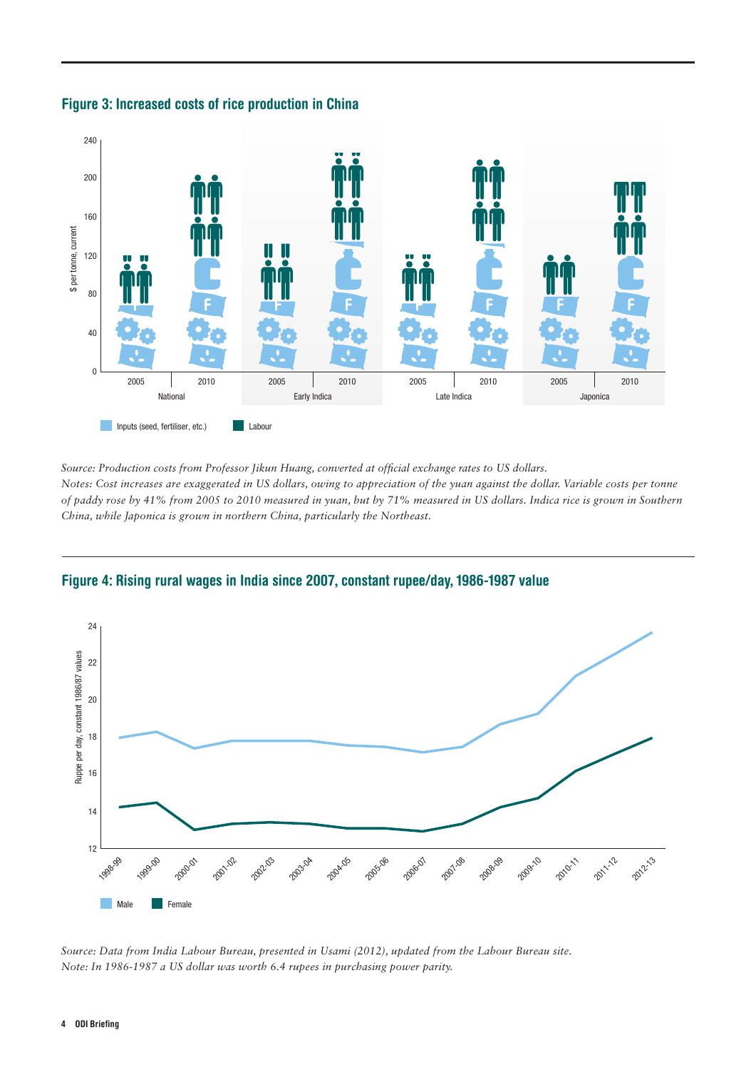**Figure 3: Increased costs of rice production in China**

*Source: Production costs from Professor Jikun Huang, converted at official exchange rates to US dollars.*
*Notes: Cost increases are exaggerated in US dollars, owing to appreciation of the yuan against the dollar. Variable costs per tonne of paddy rose by 41% from 2005 to 2010 measured in yuan, but by 71% measured in US dollars. Indica rice is grown in Southern China, while Japonica is grown in northern China, particularly the Northeast.*

**Figure 4: Rising rural wages in India since 2007, constant rupee/day, 1986-1987 value**

*Source: Data from India Labour Bureau, presented in Usami (2012), updated from the Labour Bureau site.*
*Note: In 1986-1987 a US dollar was worth 6.4 rupees in purchasing power parity.*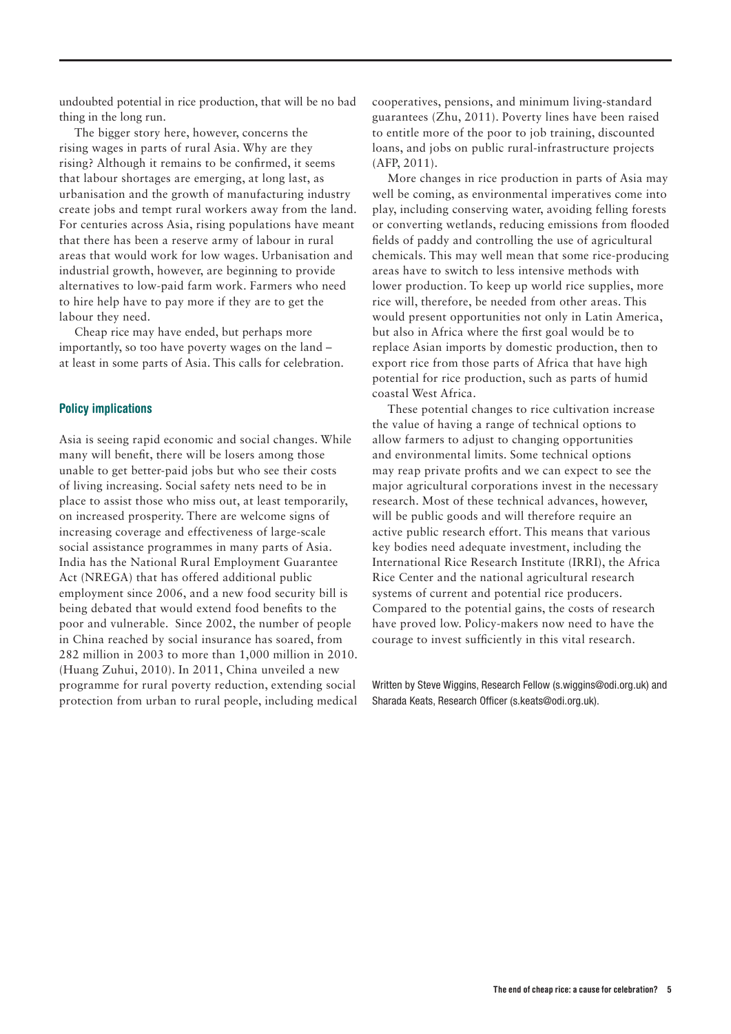undoubted potential in rice production, that will be no bad thing in the long run.

The bigger story here, however, concerns the rising wages in parts of rural Asia. Why are they rising? Although it remains to be confirmed, it seems that labour shortages are emerging, at long last, as urbanisation and the growth of manufacturing industry create jobs and tempt rural workers away from the land. For centuries across Asia, rising populations have meant that there has been a reserve army of labour in rural areas that would work for low wages. Urbanisation and industrial growth, however, are beginning to provide alternatives to low-paid farm work. Farmers who need to hire help have to pay more if they are to get the labour they need.

Cheap rice may have ended, but perhaps more importantly, so too have poverty wages on the land – at least in some parts of Asia. This calls for celebration.

## Policy implications

Asia is seeing rapid economic and social changes. While many will benefit, there will be losers among those unable to get better-paid jobs but who see their costs of living increasing. Social safety nets need to be in place to assist those who miss out, at least temporarily, on increased prosperity. There are welcome signs of increasing coverage and effectiveness of large-scale social assistance programmes in many parts of Asia. India has the National Rural Employment Guarantee Act (NREGA) that has offered additional public employment since 2006, and a new food security bill is being debated that would extend food benefits to the poor and vulnerable. Since 2002, the number of people in China reached by social insurance has soared, from 282 million in 2003 to more than 1,000 million in 2010. (Huang Zuhui, 2010). In 2011, China unveiled a new programme for rural poverty reduction, extending social protection from urban to rural people, including medical cooperatives, pensions, and minimum living-standard guarantees (Zhu, 2011). Poverty lines have been raised to entitle more of the poor to job training, discounted loans, and jobs on public rural-infrastructure projects (AFP, 2011).

More changes in rice production in parts of Asia may well be coming, as environmental imperatives come into play, including conserving water, avoiding felling forests or converting wetlands, reducing emissions from flooded fields of paddy and controlling the use of agricultural chemicals. This may well mean that some rice-producing areas have to switch to less intensive methods with lower production. To keep up world rice supplies, more rice will, therefore, be needed from other areas. This would present opportunities not only in Latin America, but also in Africa where the first goal would be to replace Asian imports by domestic production, then to export rice from those parts of Africa that have high potential for rice production, such as parts of humid coastal West Africa.

These potential changes to rice cultivation increase the value of having a range of technical options to allow farmers to adjust to changing opportunities and environmental limits. Some technical options may reap private profits and we can expect to see the major agricultural corporations invest in the necessary research. Most of these technical advances, however, will be public goods and will therefore require an active public research effort. This means that various key bodies need adequate investment, including the International Rice Research Institute (IRRI), the Africa Rice Center and the national agricultural research systems of current and potential rice producers. Compared to the potential gains, the costs of research have proved low. Policy-makers now need to have the courage to invest sufficiently in this vital research.

Written by Steve Wiggins, Research Fellow (s.wiggins@odi.org.uk) and Sharada Keats, Research Officer (s.keats@odi.org.uk).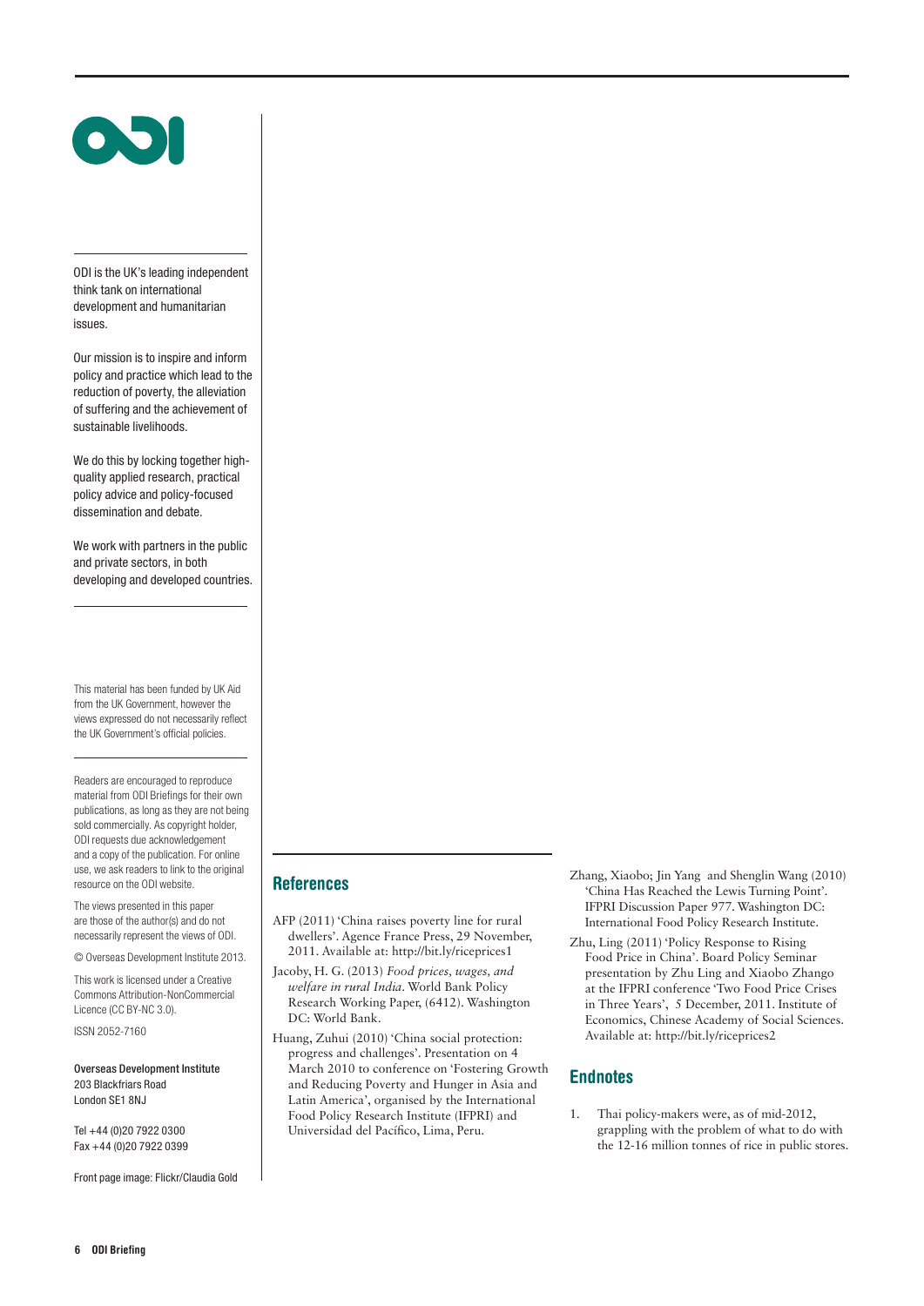ODI is the UK's leading independent think tank on international development and humanitarian issues.

Our mission is to inspire and inform policy and practice which lead to the reduction of poverty, the alleviation of suffering and the achievement of sustainable livelihoods.

We do this by locking together high-quality applied research, practical policy advice and policy-focused dissemination and debate.

We work with partners in the public and private sectors, in both developing and developed countries.

This material has been funded by UK Aid from the UK Government, however the views expressed do not necessarily reflect the UK Government's official policies.

Readers are encouraged to reproduce material from ODI Briefings for their own publications, as long as they are not being sold commercially. As copyright holder, ODI requests due acknowledgement and a copy of the publication. For online use, we ask readers to link to the original resource on the ODI website.

The views presented in this paper are those of the author(s) and do not necessarily represent the views of ODI.

© Overseas Development Institute 2013.

This work is licensed under a Creative Commons Attribution-NonCommercial Licence (CC BY-NC 3.0).

ISSN 2052-7160

**Overseas Development Institute**
203 Blackfriars Road
London SE1 8NJ

Tel +44 (0)20 7922 0300
Fax +44 (0)20 7922 0399

Front page image: Flickr/Claudia Gold

## References

AFP (2011) 'China raises poverty line for rural dwellers'. Agence France Press, 29 November, 2011. Available at: http://bit.ly/riceprices1

Jacoby, H. G. (2013) *Food prices, wages, and welfare in rural India*. World Bank Policy Research Working Paper, (6412). Washington DC: World Bank.

Huang, Zuhui (2010) 'China social protection: progress and challenges'. Presentation on 4 March 2010 to conference on 'Fostering Growth and Reducing Poverty and Hunger in Asia and Latin America', organised by the International Food Policy Research Institute (IFPRI) and Universidad del Pacífico, Lima, Peru.

Zhang, Xiaobo; Jin Yang and Shenglin Wang (2010) 'China Has Reached the Lewis Turning Point'. IFPRI Discussion Paper 977. Washington DC: International Food Policy Research Institute.

Zhu, Ling (2011) 'Policy Response to Rising Food Price in China'. Board Policy Seminar presentation by Zhu Ling and Xiaobo Zhango at the IFPRI conference 'Two Food Price Crises in Three Years', 5 December, 2011. Institute of Economics, Chinese Academy of Social Sciences. Available at: http://bit.ly/riceprices2

## Endnotes

1. Thai policy-makers were, as of mid-2012, grappling with the problem of what to do with the 12-16 million tonnes of rice in public stores.